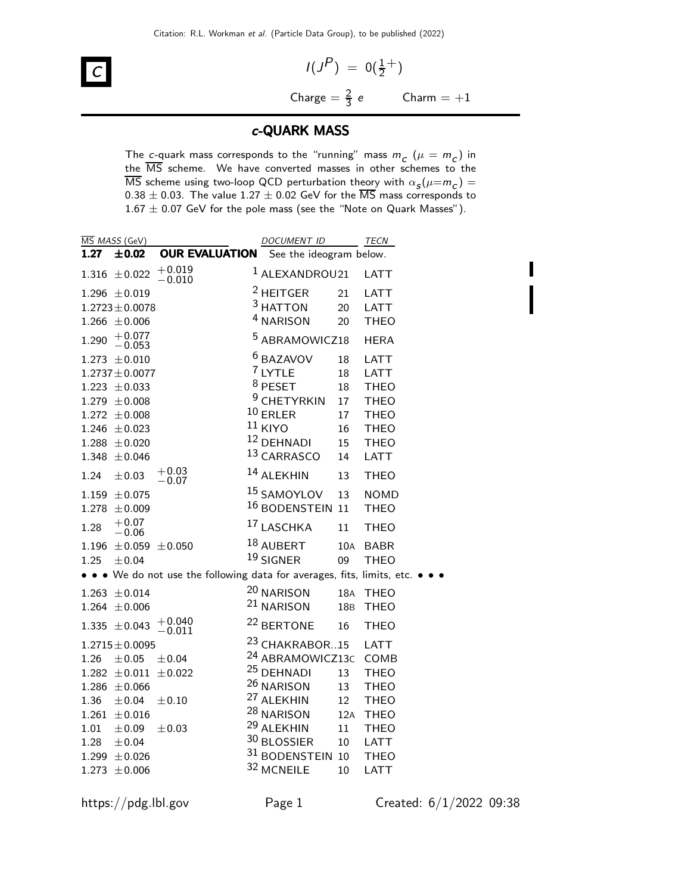**c**

$I(J^P) = 0(\frac{1}{2}^+)$

Charge = $\frac{2}{3}$ $e$ Charm = $+1$

## c-QUARK MASS

The $c$-quark mass corresponds to the "running" mass $m_c$ ($\mu = m_c$) in the $\overline{\text{MS}}$ scheme. We have converted masses in other schemes to the $\overline{\text{MS}}$ scheme using two-loop QCD perturbation theory with $\alpha_s(\mu{=}m_c) = 0.38 \pm 0.03$. The value $1.27 \pm 0.02$ GeV for the $\overline{\text{MS}}$ mass corresponds to $1.67 \pm 0.07$ GeV for the pole mass (see the "Note on Quark Masses").

| $\overline{\text{MS}}$ MASS (GeV) | DOCUMENT ID | | TECN |
|---|---|---|---|
| **1.27 ±0.02 OUR EVALUATION** | See the ideogram below. | | |
| $1.316 \pm 0.022 {}^{+0.019}_{-0.010}$ | [1] ALEXANDROU | 21 | LATT |
| $1.296 \pm 0.019$ | [2] HEITGER | 21 | LATT |
| $1.2723 \pm 0.0078$ | [3] HATTON | 20 | LATT |
| $1.266 \pm 0.006$ | [4] NARISON | 20 | THEO |
| $1.290 {}^{+0.077}_{-0.053}$ | [5] ABRAMOWICZ | 18 | HERA |
| $1.273 \pm 0.010$ | [6] BAZAVOV | 18 | LATT |
| $1.2737 \pm 0.0077$ | [7] LYTLE | 18 | LATT |
| $1.223 \pm 0.033$ | [8] PESET | 18 | THEO |
| $1.279 \pm 0.008$ | [9] CHETYRKIN | 17 | THEO |
| $1.272 \pm 0.008$ | [10] ERLER | 17 | THEO |
| $1.246 \pm 0.023$ | [11] KIYO | 16 | THEO |
| $1.288 \pm 0.020$ | [12] DEHNADI | 15 | THEO |
| $1.348 \pm 0.046$ | [13] CARRASCO | 14 | LATT |
| $1.24 \pm 0.03 {}^{+0.03}_{-0.07}$ | [14] ALEKHIN | 13 | THEO |
| $1.159 \pm 0.075$ | [15] SAMOYLOV | 13 | NOMD |
| $1.278 \pm 0.009$ | [16] BODENSTEIN | 11 | THEO |
| $1.28 {}^{+0.07}_{-0.06}$ | [17] LASCHKA | 11 | THEO |
| $1.196 \pm 0.059 \pm 0.050$ | [18] AUBERT | 10A | BABR |
| $1.25 \pm 0.04$ | [19] SIGNER | 09 | THEO |
| • • • We do not use the following data for averages, fits, limits, etc. • • • | | | |
| $1.263 \pm 0.014$ | [20] NARISON | 18A | THEO |
| $1.264 \pm 0.006$ | [21] NARISON | 18B | THEO |
| $1.335 \pm 0.043 {}^{+0.040}_{-0.011}$ | [22] BERTONE | 16 | THEO |
| $1.2715 \pm 0.0095$ | [23] CHAKRABOR... | 15 | LATT |
| $1.26 \pm 0.05 \pm 0.04$ | [24] ABRAMOWICZ | 13C | COMB |
| $1.282 \pm 0.011 \pm 0.022$ | [25] DEHNADI | 13 | THEO |
| $1.286 \pm 0.066$ | [26] NARISON | 13 | THEO |
| $1.36 \pm 0.04 \pm 0.10$ | [27] ALEKHIN | 12 | THEO |
| $1.261 \pm 0.016$ | [28] NARISON | 12A | THEO |
| $1.01 \pm 0.09 \pm 0.03$ | [29] ALEKHIN | 11 | THEO |
| $1.28 \pm 0.04$ | [30] BLOSSIER | 10 | LATT |
| $1.299 \pm 0.026$ | [31] BODENSTEIN | 10 | THEO |
| $1.273 \pm 0.006$ | [32] MCNEILE | 10 | LATT |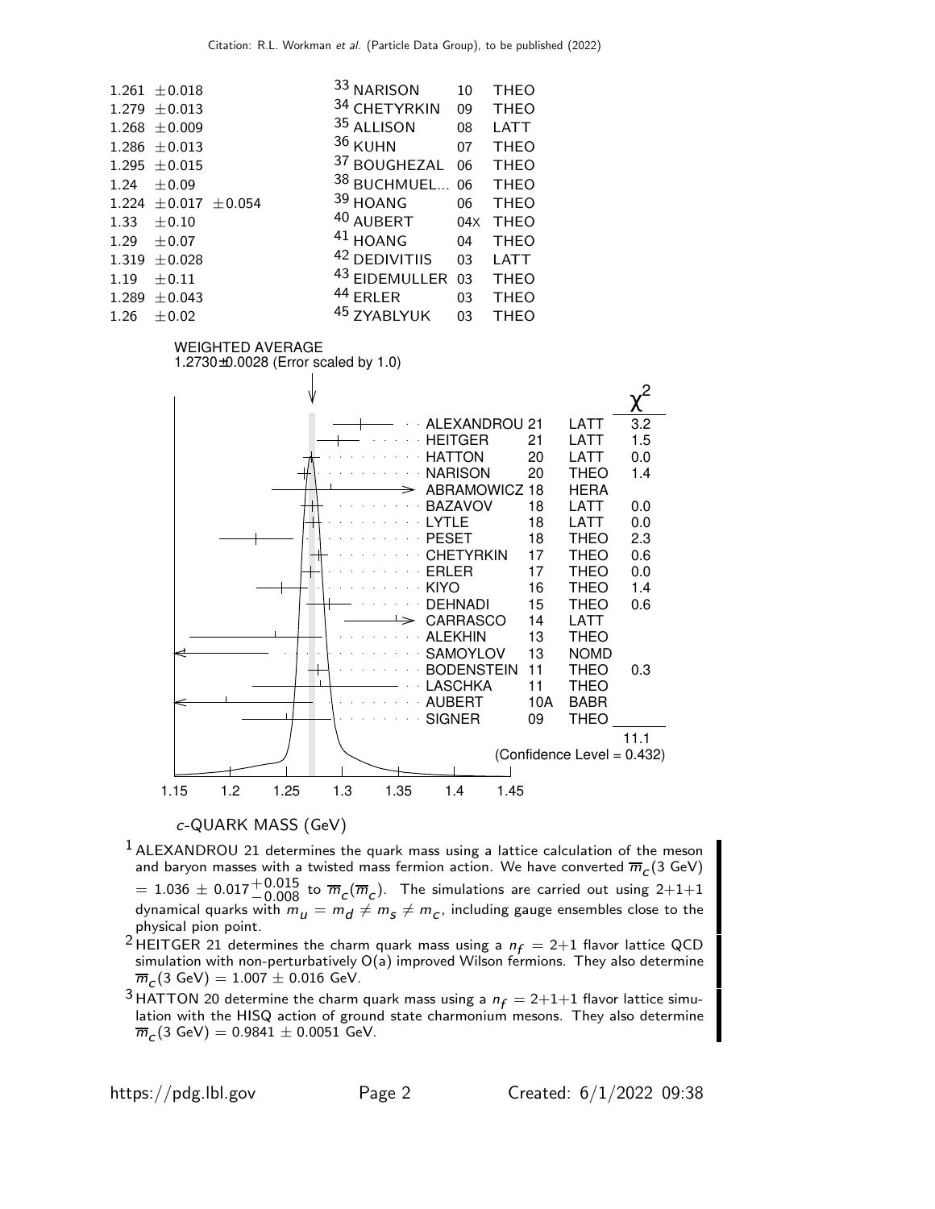| | | | |
|---|---|---|---|
| 1.261 ±0.018 | [33] NARISON | 10 | THEO |
| 1.279 ±0.013 | [34] CHETYRKIN | 09 | THEO |
| 1.268 ±0.009 | [35] ALLISON | 08 | LATT |
| 1.286 ±0.013 | [36] KUHN | 07 | THEO |
| 1.295 ±0.015 | [37] BOUGHEZAL | 06 | THEO |
| 1.24 ±0.09 | [38] BUCHMUEL... | 06 | THEO |
| 1.224 ±0.017 ±0.054 | [39] HOANG | 06 | THEO |
| 1.33 ±0.10 | [40] AUBERT | 04X | THEO |
| 1.29 ±0.07 | [41] HOANG | 04 | THEO |
| 1.319 ±0.028 | [42] DEDIVITIIS | 03 | LATT |
| 1.19 ±0.11 | [43] EIDEMULLER | 03 | THEO |
| 1.289 ±0.043 | [44] ERLER | 03 | THEO |
| 1.26 ±0.02 | [45] ZYABLYUK | 03 | THEO |

WEIGHTED AVERAGE
1.2730±0.0028 (Error scaled by 1.0)

| Experiment | Year | Type | $\chi^2$ |
|---|---|---|---|
| ALEXANDROU | 21 | LATT | 3.2 |
| HEITGER | 21 | LATT | 1.5 |
| HATTON | 20 | LATT | 0.0 |
| NARISON | 20 | THEO | 1.4 |
| ABRAMOWICZ | 18 | HERA | |
| BAZAVOV | 18 | LATT | 0.0 |
| LYTLE | 18 | LATT | 0.0 |
| PESET | 18 | THEO | 2.3 |
| CHETYRKIN | 17 | THEO | 0.6 |
| ERLER | 17 | THEO | 0.0 |
| KIYO | 16 | THEO | 1.4 |
| DEHNADI | 15 | THEO | 0.6 |
| CARRASCO | 14 | LATT | |
| ALEKHIN | 13 | THEO | |
| SAMOYLOV | 13 | NOMD | |
| BODENSTEIN | 11 | THEO | 0.3 |
| LASCHKA | 11 | THEO | |
| AUBERT | 10A | BABR | |
| SIGNER | 09 | THEO | |
| | | | 11.1 |

(Confidence Level = 0.432)

*c*-QUARK MASS (GeV)

[1] ALEXANDROU 21 determines the quark mass using a lattice calculation of the meson and baryon masses with a twisted mass fermion action. We have converted $\overline{m}_c(3\text{ GeV}) = 1.036 \pm 0.017^{+0.015}_{-0.008}$ to $\overline{m}_c(\overline{m}_c)$. The simulations are carried out using 2+1+1 dynamical quarks with $m_u = m_d \neq m_s \neq m_c$, including gauge ensembles close to the physical pion point.

[2] HEITGER 21 determines the charm quark mass using a $n_f = 2+1$ flavor lattice QCD simulation with non-perturbatively O(a) improved Wilson fermions. They also determine $\overline{m}_c(3\text{ GeV}) = 1.007 \pm 0.016$ GeV.

[3] HATTON 20 determine the charm quark mass using a $n_f = 2+1+1$ flavor lattice simulation with the HISQ action of ground state charmonium mesons. They also determine $\overline{m}_c(3\text{ GeV}) = 0.9841 \pm 0.0051$ GeV.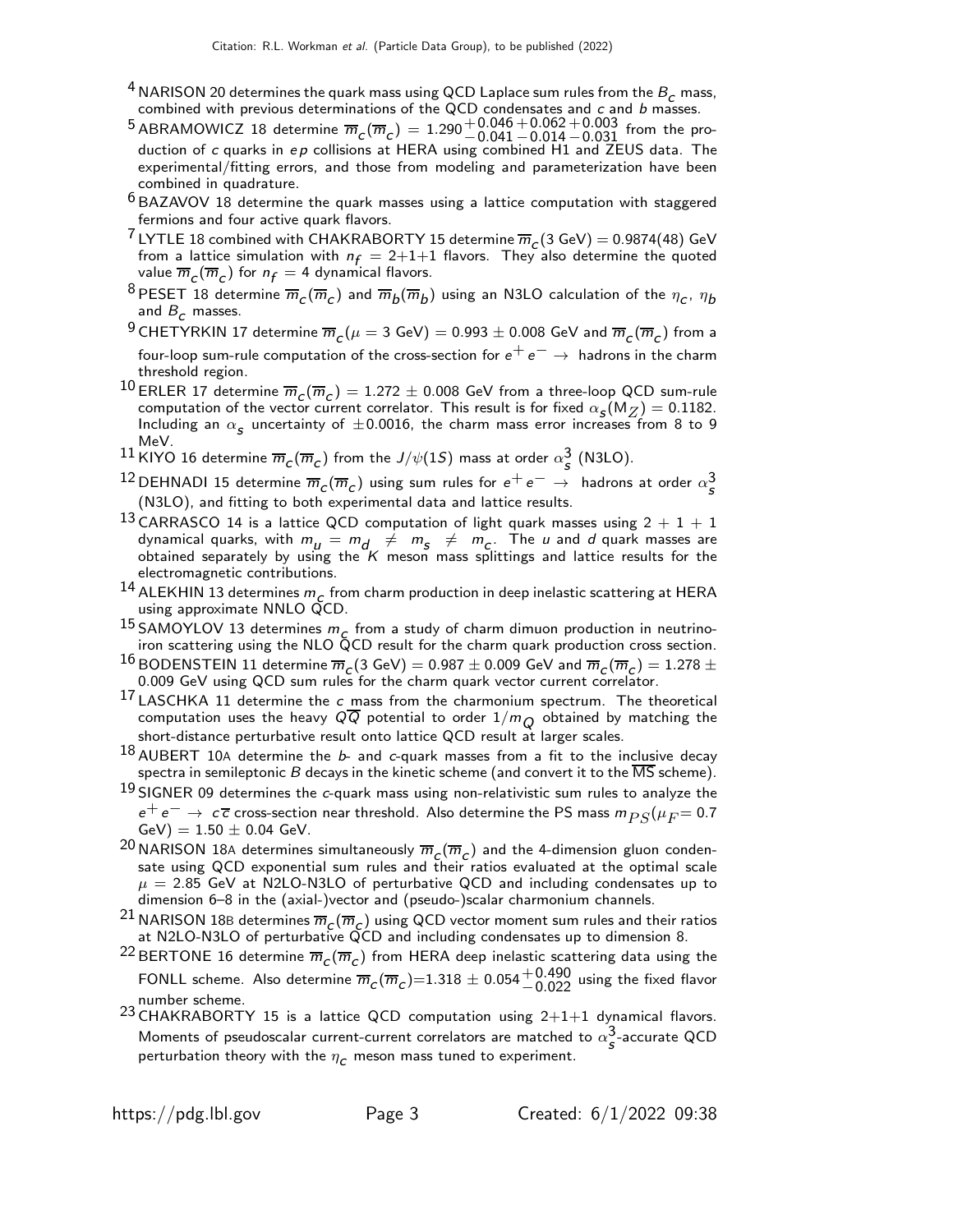[4] NARISON 20 determines the quark mass using QCD Laplace sum rules from the $B_c$ mass, combined with previous determinations of the QCD condensates and $c$ and $b$ masses.

[5] ABRAMOWICZ 18 determine $\overline{m}_c(\overline{m}_c) = 1.290^{+0.046}_{-0.041}{}^{+0.062}_{-0.014}{}^{+0.003}_{-0.031}$ from the production of $c$ quarks in $ep$ collisions at HERA using combined H1 and ZEUS data. The experimental/fitting errors, and those from modeling and parameterization have been combined in quadrature.

[6] BAZAVOV 18 determine the quark masses using a lattice computation with staggered fermions and four active quark flavors.

[7] LYTLE 18 combined with CHAKRABORTY 15 determine $\overline{m}_c(3\text{ GeV}) = 0.9874(48)$ GeV from a lattice simulation with $n_f = 2+1+1$ flavors. They also determine the quoted value $\overline{m}_c(\overline{m}_c)$ for $n_f = 4$ dynamical flavors.

[8] PESET 18 determine $\overline{m}_c(\overline{m}_c)$ and $\overline{m}_b(\overline{m}_b)$ using an N3LO calculation of the $\eta_c$, $\eta_b$ and $B_c$ masses.

[9] CHETYRKIN 17 determine $\overline{m}_c(\mu = 3\text{ GeV}) = 0.993 \pm 0.008$ GeV and $\overline{m}_c(\overline{m}_c)$ from a four-loop sum-rule computation of the cross-section for $e^+e^- \rightarrow$ hadrons in the charm threshold region.

[10] ERLER 17 determine $\overline{m}_c(\overline{m}_c) = 1.272 \pm 0.008$ GeV from a three-loop QCD sum-rule computation of the vector current correlator. This result is for fixed $\alpha_s(M_Z) = 0.1182$. Including an $\alpha_s$ uncertainty of $\pm 0.0016$, the charm mass error increases from 8 to 9 MeV.

[11] KIYO 16 determine $\overline{m}_c(\overline{m}_c)$ from the $J/\psi(1S)$ mass at order $\alpha_s^3$ (N3LO).

[12] DEHNADI 15 determine $\overline{m}_c(\overline{m}_c)$ using sum rules for $e^+e^- \rightarrow$ hadrons at order $\alpha_s^3$ (N3LO), and fitting to both experimental data and lattice results.

[13] CARRASCO 14 is a lattice QCD computation of light quark masses using $2+1+1$ dynamical quarks, with $m_u = m_d \neq m_s \neq m_c$. The $u$ and $d$ quark masses are obtained separately by using the $K$ meson mass splittings and lattice results for the electromagnetic contributions.

[14] ALEKHIN 13 determines $m_c$ from charm production in deep inelastic scattering at HERA using approximate NNLO QCD.

[15] SAMOYLOV 13 determines $m_c$ from a study of charm dimuon production in neutrino-iron scattering using the NLO QCD result for the charm quark production cross section.

[16] BODENSTEIN 11 determine $\overline{m}_c(3\text{ GeV}) = 0.987 \pm 0.009$ GeV and $\overline{m}_c(\overline{m}_c) = 1.278 \pm 0.009$ GeV using QCD sum rules for the charm quark vector current correlator.

[17] LASCHKA 11 determine the $c$ mass from the charmonium spectrum. The theoretical computation uses the heavy $Q\overline{Q}$ potential to order $1/m_Q$ obtained by matching the short-distance perturbative result onto lattice QCD result at larger scales.

[18] AUBERT 10A determine the $b$- and $c$-quark masses from a fit to the inclusive decay spectra in semileptonic $B$ decays in the kinetic scheme (and convert it to the $\overline{\text{MS}}$ scheme).

[19] SIGNER 09 determines the $c$-quark mass using non-relativistic sum rules to analyze the $e^+e^- \rightarrow c\overline{c}$ cross-section near threshold. Also determine the PS mass $m_{PS}(\mu_F = 0.7\text{ GeV}) = 1.50 \pm 0.04$ GeV.

[20] NARISON 18A determines simultaneously $\overline{m}_c(\overline{m}_c)$ and the 4-dimension gluon condensate using QCD exponential sum rules and their ratios evaluated at the optimal scale $\mu = 2.85$ GeV at N2LO-N3LO of perturbative QCD and including condensates up to dimension 6–8 in the (axial-)vector and (pseudo-)scalar charmonium channels.

[21] NARISON 18B determines $\overline{m}_c(\overline{m}_c)$ using QCD vector moment sum rules and their ratios at N2LO-N3LO of perturbative QCD and including condensates up to dimension 8.

[22] BERTONE 16 determine $\overline{m}_c(\overline{m}_c)$ from HERA deep inelastic scattering data using the FONLL scheme. Also determine $\overline{m}_c(\overline{m}_c) = 1.318 \pm 0.054^{+0.490}_{-0.022}$ using the fixed flavor number scheme.

[23] CHAKRABORTY 15 is a lattice QCD computation using 2+1+1 dynamical flavors. Moments of pseudoscalar current-current correlators are matched to $\alpha_s^3$-accurate QCD perturbation theory with the $\eta_c$ meson mass tuned to experiment.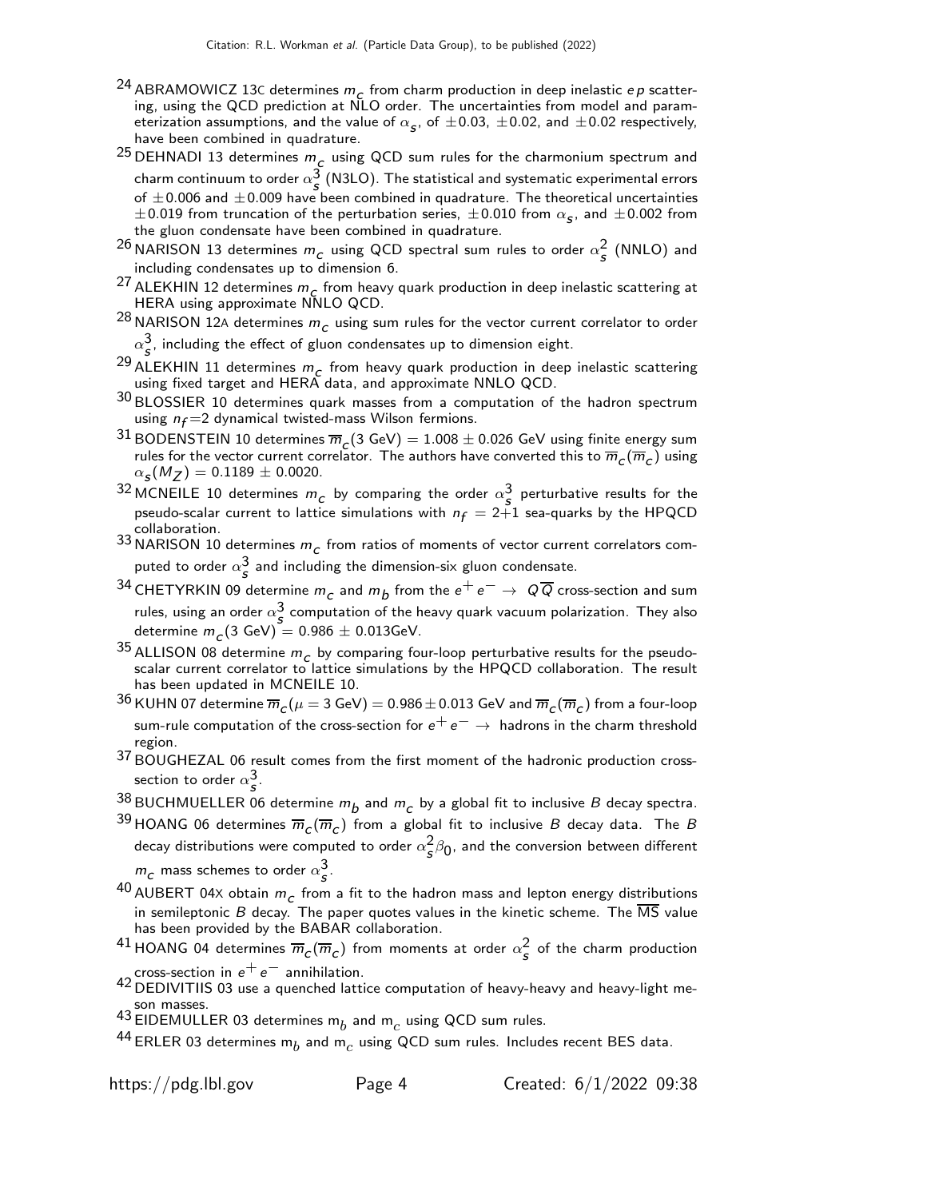[24] ABRAMOWICZ 13C determines $m_c$ from charm production in deep inelastic $ep$ scattering, using the QCD prediction at NLO order. The uncertainties from model and parameterization assumptions, and the value of $\alpha_s$, of $\pm 0.03$, $\pm 0.02$, and $\pm 0.02$ respectively, have been combined in quadrature.

[25] DEHNADI 13 determines $m_c$ using QCD sum rules for the charmonium spectrum and charm continuum to order $\alpha_s^3$ (N3LO). The statistical and systematic experimental errors of $\pm 0.006$ and $\pm 0.009$ have been combined in quadrature. The theoretical uncertainties $\pm 0.019$ from truncation of the perturbation series, $\pm 0.010$ from $\alpha_s$, and $\pm 0.002$ from the gluon condensate have been combined in quadrature.

[26] NARISON 13 determines $m_c$ using QCD spectral sum rules to order $\alpha_s^2$ (NNLO) and including condensates up to dimension 6.

[27] ALEKHIN 12 determines $m_c$ from heavy quark production in deep inelastic scattering at HERA using approximate NNLO QCD.

[28] NARISON 12A determines $m_c$ using sum rules for the vector current correlator to order $\alpha_s^3$, including the effect of gluon condensates up to dimension eight.

[29] ALEKHIN 11 determines $m_c$ from heavy quark production in deep inelastic scattering using fixed target and HERA data, and approximate NNLO QCD.

[30] BLOSSIER 10 determines quark masses from a computation of the hadron spectrum using $n_f = 2$ dynamical twisted-mass Wilson fermions.

[31] BODENSTEIN 10 determines $\overline{m}_c(3 \text{ GeV}) = 1.008 \pm 0.026$ GeV using finite energy sum rules for the vector current correlator. The authors have converted this to $\overline{m}_c(\overline{m}_c)$ using $\alpha_s(M_Z) = 0.1189 \pm 0.0020$.

[32] MCNEILE 10 determines $m_c$ by comparing the order $\alpha_s^3$ perturbative results for the pseudo-scalar current to lattice simulations with $n_f = 2{+}1$ sea-quarks by the HPQCD collaboration.

[33] NARISON 10 determines $m_c$ from ratios of moments of vector current correlators computed to order $\alpha_s^3$ and including the dimension-six gluon condensate.

[34] CHETYRKIN 09 determine $m_c$ and $m_b$ from the $e^+e^- \rightarrow Q\overline{Q}$ cross-section and sum rules, using an order $\alpha_s^3$ computation of the heavy quark vacuum polarization. They also determine $m_c(3 \text{ GeV}) = 0.986 \pm 0.013$GeV.

[35] ALLISON 08 determine $m_c$ by comparing four-loop perturbative results for the pseudoscalar current correlator to lattice simulations by the HPQCD collaboration. The result has been updated in MCNEILE 10.

[36] KUHN 07 determine $\overline{m}_c(\mu = 3 \text{ GeV}) = 0.986 \pm 0.013$ GeV and $\overline{m}_c(\overline{m}_c)$ from a four-loop sum-rule computation of the cross-section for $e^+e^- \rightarrow$ hadrons in the charm threshold region.

[37] BOUGHEZAL 06 result comes from the first moment of the hadronic production cross-section to order $\alpha_s^3$.

[38] BUCHMUELLER 06 determine $m_b$ and $m_c$ by a global fit to inclusive $B$ decay spectra.

[39] HOANG 06 determines $\overline{m}_c(\overline{m}_c)$ from a global fit to inclusive $B$ decay data. The $B$ decay distributions were computed to order $\alpha_s^2 \beta_0$, and the conversion between different $m_c$ mass schemes to order $\alpha_s^3$.

[40] AUBERT 04X obtain $m_c$ from a fit to the hadron mass and lepton energy distributions in semileptonic $B$ decay. The paper quotes values in the kinetic scheme. The $\overline{\text{MS}}$ value has been provided by the BABAR collaboration.

[41] HOANG 04 determines $\overline{m}_c(\overline{m}_c)$ from moments at order $\alpha_s^2$ of the charm production cross-section in $e^+e^-$ annihilation.

[42] DEDIVITIIS 03 use a quenched lattice computation of heavy-heavy and heavy-light meson masses.

[43] EIDEMULLER 03 determines $m_b$ and $m_c$ using QCD sum rules.

[44] ERLER 03 determines $m_b$ and $m_c$ using QCD sum rules. Includes recent BES data.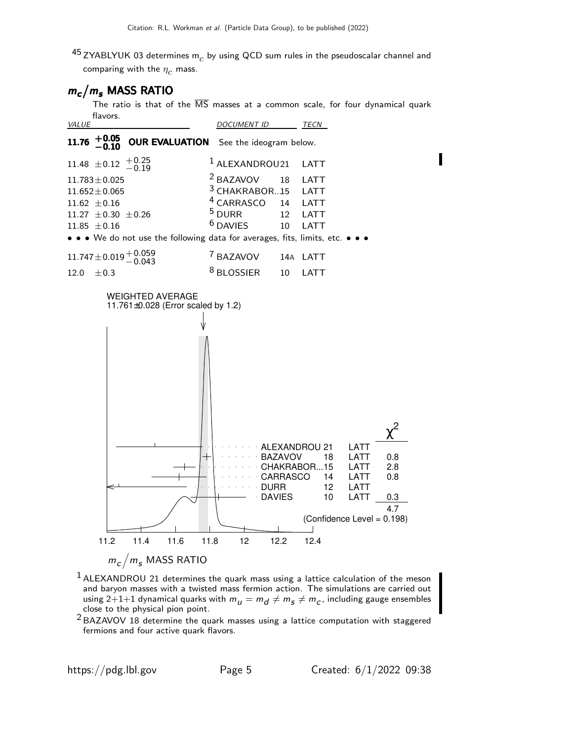[45] ZYABLYUK 03 determines $m_c$ by using QCD sum rules in the pseudoscalar channel and comparing with the $\eta_c$ mass.

## $m_c/m_s$ MASS RATIO

The ratio is that of the $\overline{\mathrm{MS}}$ masses at a common scale, for four dynamical quark flavors.

| VALUE | DOCUMENT ID | | TECN |
|---|---|---|---|
| **11.76 $^{+0.05}_{-0.10}$ OUR EVALUATION** | See the ideogram below. | | |
| 11.48 $\pm 0.12$ $^{+0.25}_{-0.19}$ | [1] ALEXANDROU | 21 | LATT |
| 11.783 $\pm 0.025$ | [2] BAZAVOV | 18 | LATT |
| 11.652 $\pm 0.065$ | [3] CHAKRABOR... | 15 | LATT |
| 11.62 $\pm 0.16$ | [4] CARRASCO | 14 | LATT |
| 11.27 $\pm 0.30$ $\pm 0.26$ | [5] DURR | 12 | LATT |
| 11.85 $\pm 0.16$ | [6] DAVIES | 10 | LATT |
| • • • We do not use the following data for averages, fits, limits, etc. • • • | | | |
| 11.747 $\pm 0.019$ $^{+0.059}_{-0.043}$ | [7] BAZAVOV | 14A | LATT |
| 12.0 $\pm 0.3$ | [8] BLOSSIER | 10 | LATT |

WEIGHTED AVERAGE
11.761±0.028 (Error scaled by 1.2)

| | | | $\chi^2$ |
|---|---|---|---|
| ALEXANDROU | 21 | LATT | |
| BAZAVOV | 18 | LATT | 0.8 |
| CHAKRABOR... | 15 | LATT | 2.8 |
| CARRASCO | 14 | LATT | 0.8 |
| DURR | 12 | LATT | |
| DAVIES | 10 | LATT | 0.3 |
| | | | 4.7 |

(Confidence Level = 0.198)

$m_c/m_s$ MASS RATIO

[1] ALEXANDROU 21 determines the quark mass using a lattice calculation of the meson and baryon masses with a twisted mass fermion action. The simulations are carried out using 2+1+1 dynamical quarks with $m_u = m_d \neq m_s \neq m_c$, including gauge ensembles close to the physical pion point.

[2] BAZAVOV 18 determine the quark masses using a lattice computation with staggered fermions and four active quark flavors.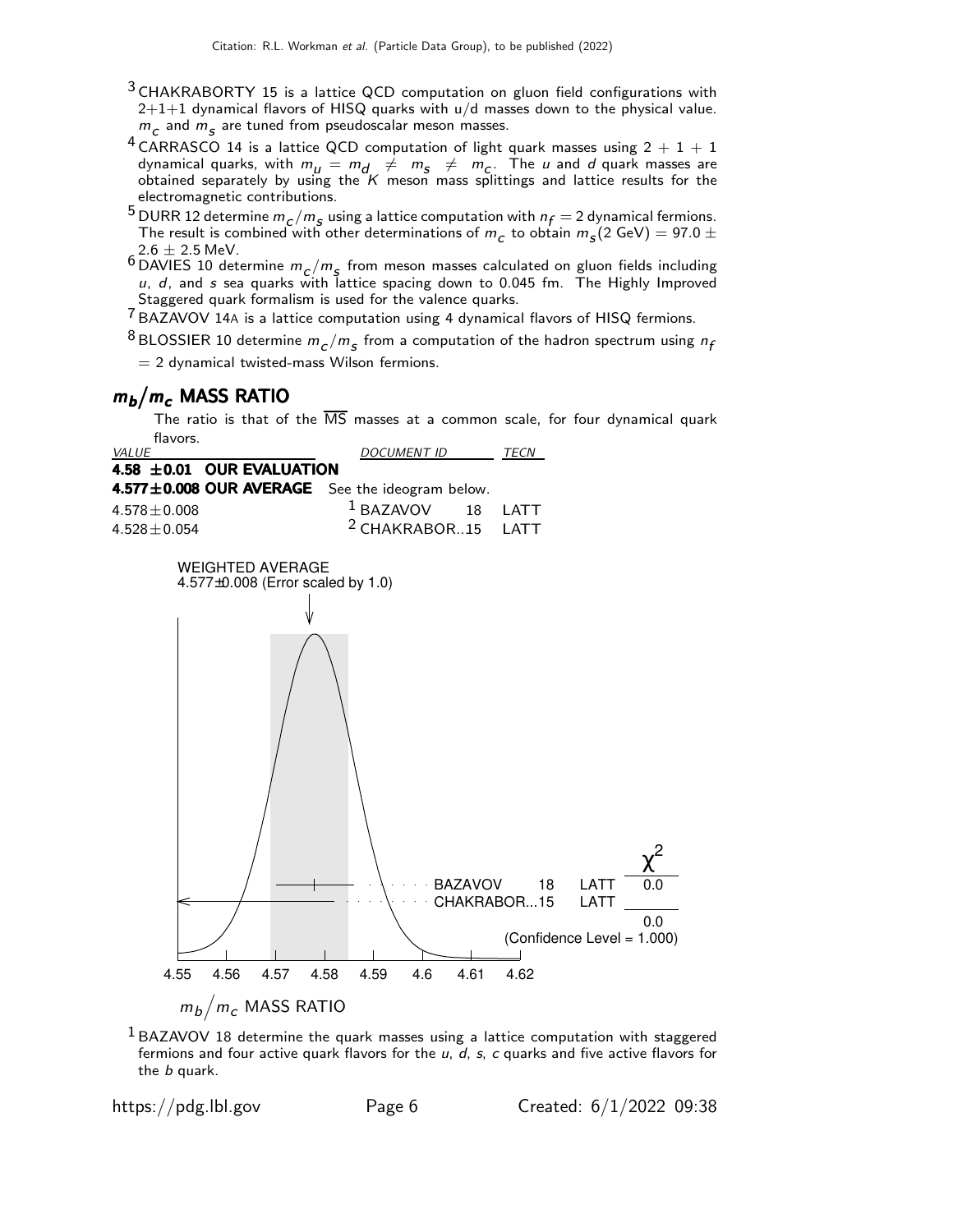[3] CHAKRABORTY 15 is a lattice QCD computation on gluon field configurations with 2+1+1 dynamical flavors of HISQ quarks with u/d masses down to the physical value. $m_c$ and $m_s$ are tuned from pseudoscalar meson masses.

[4] CARRASCO 14 is a lattice QCD computation of light quark masses using 2 + 1 + 1 dynamical quarks, with $m_u = m_d \neq m_s \neq m_c$. The $u$ and $d$ quark masses are obtained separately by using the $K$ meson mass splittings and lattice results for the electromagnetic contributions.

[5] DURR 12 determine $m_c/m_s$ using a lattice computation with $n_f = 2$ dynamical fermions. The result is combined with other determinations of $m_c$ to obtain $m_s$(2 GeV) = 97.0 ± 2.6 ± 2.5 MeV.

[6] DAVIES 10 determine $m_c/m_s$ from meson masses calculated on gluon fields including $u$, $d$, and $s$ sea quarks with lattice spacing down to 0.045 fm. The Highly Improved Staggered quark formalism is used for the valence quarks.

[7] BAZAVOV 14A is a lattice computation using 4 dynamical flavors of HISQ fermions.

[8] BLOSSIER 10 determine $m_c/m_s$ from a computation of the hadron spectrum using $n_f$ = 2 dynamical twisted-mass Wilson fermions.

## $m_b/m_c$ MASS RATIO

The ratio is that of the $\overline{\text{MS}}$ masses at a common scale, for four dynamical quark flavors.

| VALUE | DOCUMENT ID | TECN |
|---|---|---|
| **4.58 ±0.01 OUR EVALUATION** | | |
| **4.577±0.008 OUR AVERAGE** | See the ideogram below. | |
| 4.578±0.008 | [1] BAZAVOV 18 | LATT |
| 4.528±0.054 | [2] CHAKRABOR..15 | LATT |

WEIGHTED AVERAGE
4.577±0.008 (Error scaled by 1.0)

| | | | $\chi^2$ |
|---|---|---|---|
| BAZAVOV | 18 | LATT | 0.0 |
| CHAKRABOR...15 | | LATT | |
| | | | 0.0 |

(Confidence Level = 1.000)

$m_b/m_c$ MASS RATIO

[1] BAZAVOV 18 determine the quark masses using a lattice computation with staggered fermions and four active quark flavors for the $u$, $d$, $s$, $c$ quarks and five active flavors for the $b$ quark.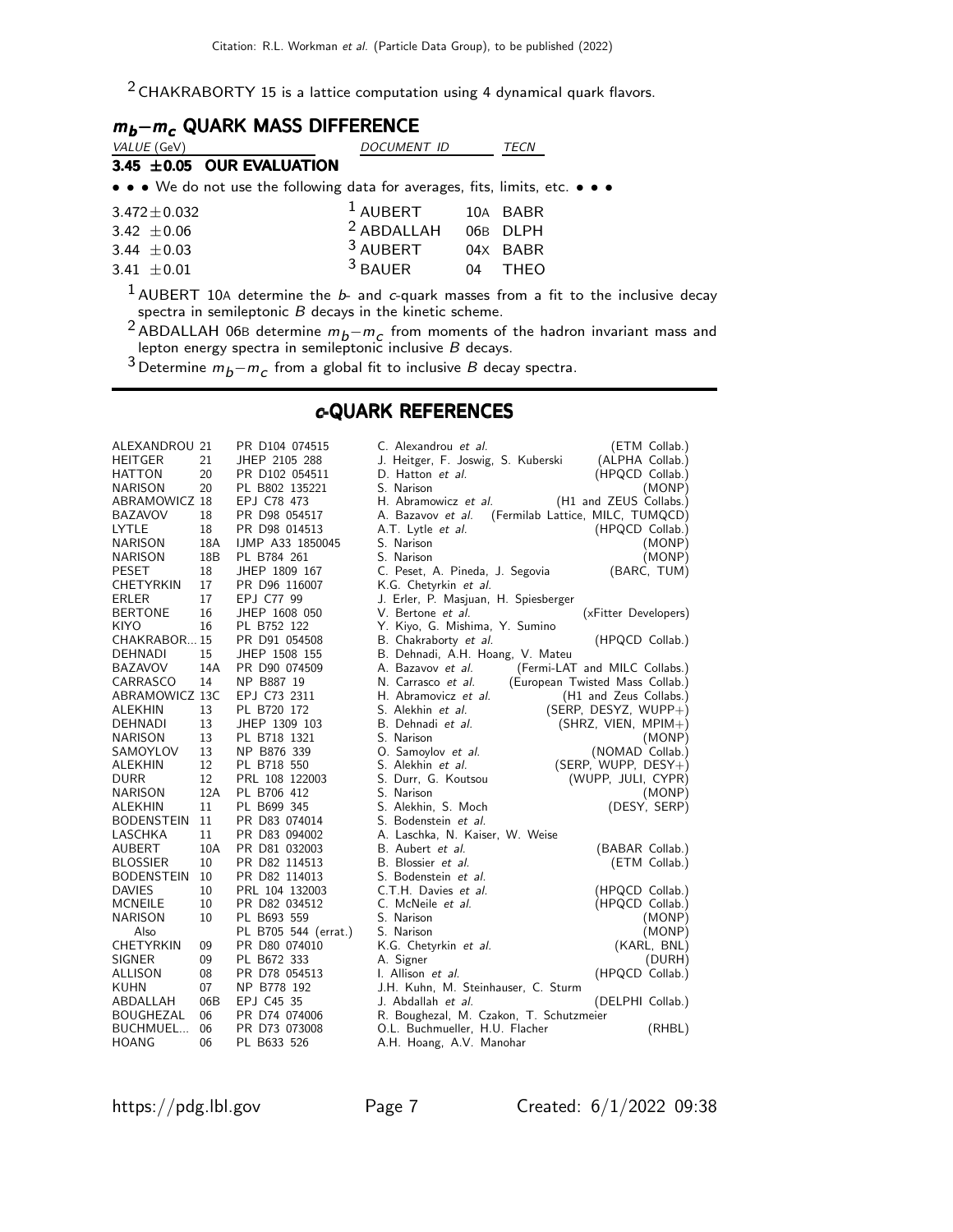[2] CHAKRABORTY 15 is a lattice computation using 4 dynamical quark flavors.

## $m_b - m_c$ QUARK MASS DIFFERENCE

| VALUE (GeV) | DOCUMENT ID | | TECN |
|---|---|---|---|
| **3.45 ±0.05 OUR EVALUATION** | | | |
| • • • We do not use the following data for averages, fits, limits, etc. • • • | | | |
| 3.472±0.032 | [1] AUBERT | 10A | BABR |
| 3.42 ±0.06 | [2] ABDALLAH | 06B | DLPH |
| 3.44 ±0.03 | [3] AUBERT | 04X | BABR |
| 3.41 ±0.01 | [3] BAUER | 04 | THEO |

[1] AUBERT 10A determine the $b$- and $c$-quark masses from a fit to the inclusive decay spectra in semileptonic $B$ decays in the kinetic scheme.

[2] ABDALLAH 06B determine $m_b - m_c$ from moments of the hadron invariant mass and lepton energy spectra in semileptonic inclusive $B$ decays.

[3] Determine $m_b - m_c$ from a global fit to inclusive $B$ decay spectra.

## $c$-QUARK REFERENCES

| | | | | |
|---|---|---|---|---|
| ALEXANDROU | 21 | PR D104 074515 | C. Alexandrou *et al.* | (ETM Collab.) |
| HEITGER | 21 | JHEP 2105 288 | J. Heitger, F. Joswig, S. Kuberski | (ALPHA Collab.) |
| HATTON | 20 | PR D102 054511 | D. Hatton *et al.* | (HPQCD Collab.) |
| NARISON | 20 | PL B802 135221 | S. Narison | (MONP) |
| ABRAMOWICZ | 18 | EPJ C78 473 | H. Abramowicz *et al.* | (H1 and ZEUS Collabs.) |
| BAZAVOV | 18 | PR D98 054517 | A. Bazavov *et al.* | (Fermilab Lattice, MILC, TUMQCD) |
| LYTLE | 18 | PR D98 014513 | A.T. Lytle *et al.* | (HPQCD Collab.) |
| NARISON | 18A | IJMP A33 1850045 | S. Narison | (MONP) |
| NARISON | 18B | PL B784 261 | S. Narison | (MONP) |
| PESET | 18 | JHEP 1809 167 | C. Peset, A. Pineda, J. Segovia | (BARC, TUM) |
| CHETYRKIN | 17 | PR D96 116007 | K.G. Chetyrkin *et al.* | |
| ERLER | 17 | EPJ C77 99 | J. Erler, P. Masjuan, H. Spiesberger | |
| BERTONE | 16 | JHEP 1608 050 | V. Bertone *et al.* | (xFitter Developers) |
| KIYO | 16 | PL B752 122 | Y. Kiyo, G. Mishima, Y. Sumino | |
| CHAKRABOR... | 15 | PR D91 054508 | B. Chakraborty *et al.* | (HPQCD Collab.) |
| DEHNADI | 15 | JHEP 1508 155 | B. Dehnadi, A.H. Hoang, V. Mateu | |
| BAZAVOV | 14A | PR D90 074509 | A. Bazavov *et al.* | (Fermi-LAT and MILC Collabs.) |
| CARRASCO | 14 | NP B887 19 | N. Carrasco *et al.* | (European Twisted Mass Collab.) |
| ABRAMOWICZ | 13C | EPJ C73 2311 | H. Abramowicz *et al.* | (H1 and Zeus Collabs.) |
| ALEKHIN | 13 | PL B720 172 | S. Alekhin *et al.* | (SERP, DESYZ, WUPP+) |
| DEHNADI | 13 | JHEP 1309 103 | B. Dehnadi *et al.* | (SHRZ, VIEN, MPIM+) |
| NARISON | 13 | PL B718 1321 | S. Narison | (MONP) |
| SAMOYLOV | 13 | NP B876 339 | O. Samoylov *et al.* | (NOMAD Collab.) |
| ALEKHIN | 12 | PL B718 550 | S. Alekhin *et al.* | (SERP, WUPP, DESY+) |
| DURR | 12 | PRL 108 122003 | S. Durr, G. Koutsou | (WUPP, JULI, CYPR) |
| NARISON | 12A | PL B706 412 | S. Narison | (MONP) |
| ALEKHIN | 11 | PL B699 345 | S. Alekhin, S. Moch | (DESY, SERP) |
| BODENSTEIN | 11 | PR D83 074014 | S. Bodenstein *et al.* | |
| LASCHKA | 11 | PR D83 094002 | A. Laschka, N. Kaiser, W. Weise | |
| AUBERT | 10A | PR D81 032003 | B. Aubert *et al.* | (BABAR Collab.) |
| BLOSSIER | 10 | PR D82 114513 | B. Blossier *et al.* | (ETM Collab.) |
| BODENSTEIN | 10 | PR D82 114013 | S. Bodenstein *et al.* | |
| DAVIES | 10 | PRL 104 132003 | C.T.H. Davies *et al.* | (HPQCD Collab.) |
| MCNEILE | 10 | PR D82 034512 | C. McNeile *et al.* | (HPQCD Collab.) |
| NARISON | 10 | PL B693 559 | S. Narison | (MONP) |
| Also | | PL B705 544 (errat.) | S. Narison | (MONP) |
| CHETYRKIN | 09 | PR D80 074010 | K.G. Chetyrkin *et al.* | (KARL, BNL) |
| SIGNER | 09 | PL B672 333 | A. Signer | (DURH) |
| ALLISON | 08 | PR D78 054513 | I. Allison *et al.* | (HPQCD Collab.) |
| KUHN | 07 | NP B778 192 | J.H. Kuhn, M. Steinhauser, C. Sturm | |
| ABDALLAH | 06B | EPJ C45 35 | J. Abdallah *et al.* | (DELPHI Collab.) |
| BOUGHEZAL | 06 | PR D74 074006 | R. Boughezal, M. Czakon, T. Schutzmeier | |
| BUCHMUEL... | 06 | PR D73 073008 | O.L. Buchmueller, H.U. Flacher | (RHBL) |
| HOANG | 06 | PL B633 526 | A.H. Hoang, A.V. Manohar | |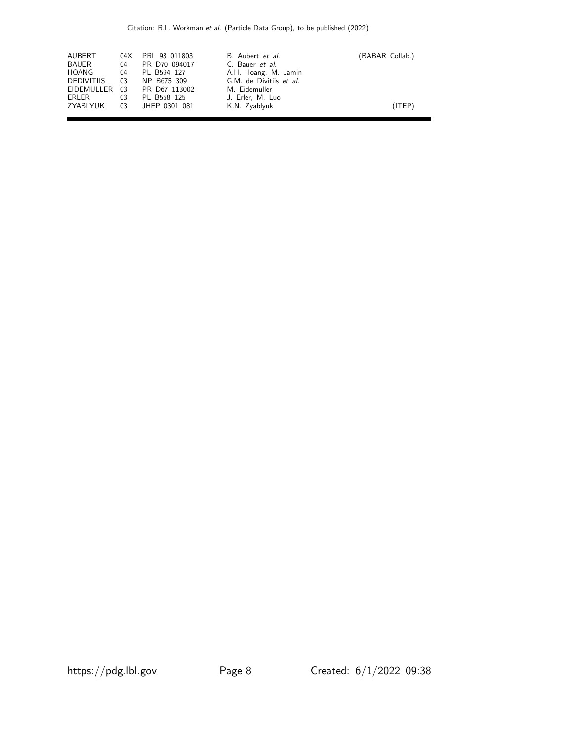| | | | | |
|---|---|---|---|---|
| AUBERT | 04X | PRL 93 011803 | B. Aubert *et al.* | (BABAR Collab.) |
| BAUER | 04 | PR D70 094017 | C. Bauer *et al.* | |
| HOANG | 04 | PL B594 127 | A.H. Hoang, M. Jamin | |
| DEDIVITIIS | 03 | NP B675 309 | G.M. de Divitiis *et al.* | |
| EIDEMULLER | 03 | PR D67 113002 | M. Eidemuller | |
| ERLER | 03 | PL B558 125 | J. Erler, M. Luo | |
| ZYABLYUK | 03 | JHEP 0301 081 | K.N. Zyablyuk | (ITEP) |